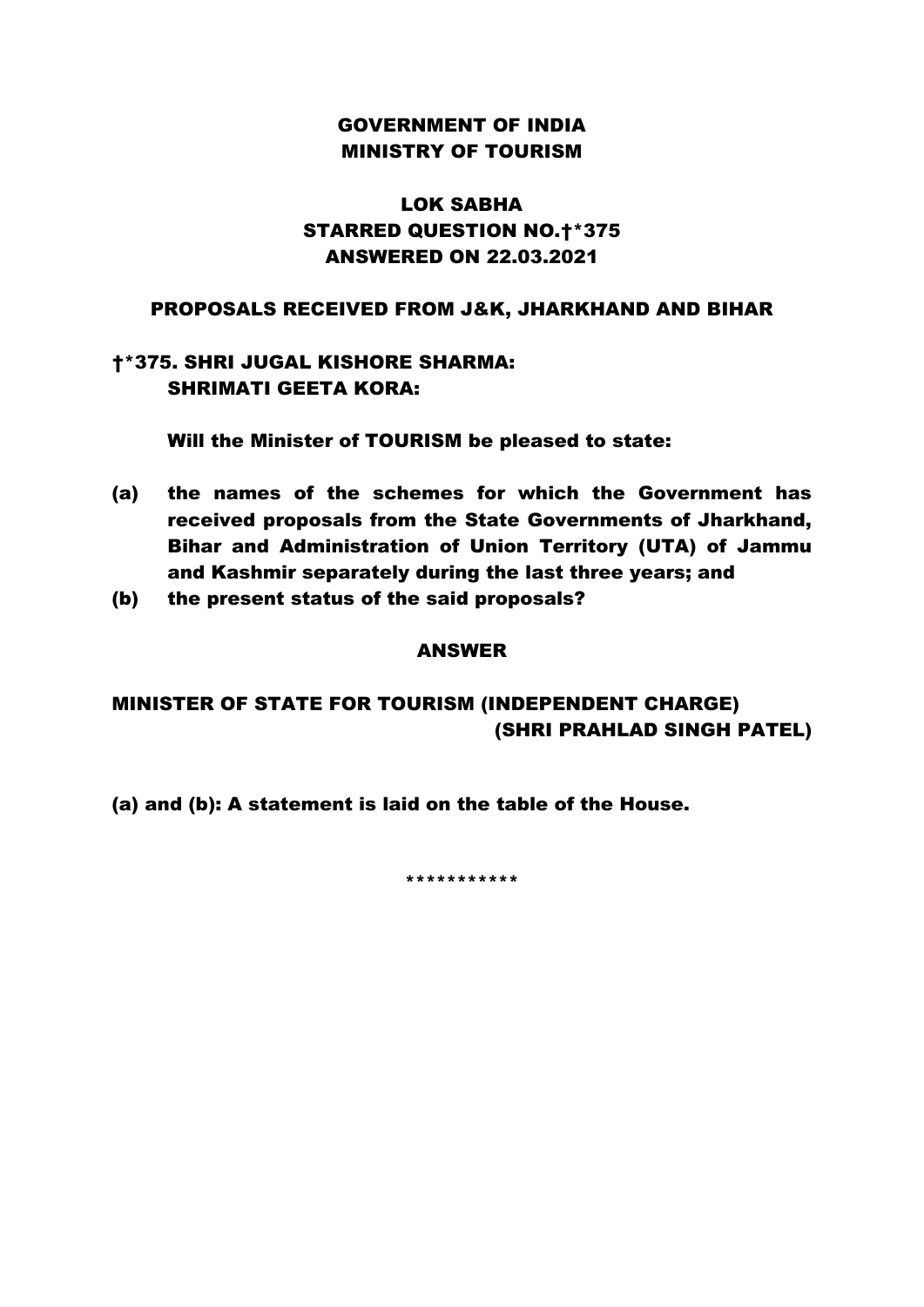**GOVERNMENT OF INDIA**
**MINISTRY OF TOURISM**

**LOK SABHA**
**STARRED QUESTION NO.†*375**
**ANSWERED ON 22.03.2021**

**PROPOSALS RECEIVED FROM J&K, JHARKHAND AND BIHAR**

**†*375. SHRI JUGAL KISHORE SHARMA:**
**SHRIMATI GEETA KORA:**

**Will the Minister of TOURISM be pleased to state:**

**(a) the names of the schemes for which the Government has received proposals from the State Governments of Jharkhand, Bihar and Administration of Union Territory (UTA) of Jammu and Kashmir separately during the last three years; and**

**(b) the present status of the said proposals?**

**ANSWER**

**MINISTER OF STATE FOR TOURISM (INDEPENDENT CHARGE)**
**(SHRI PRAHLAD SINGH PATEL)**

**(a) and (b): A statement is laid on the table of the House.**

***********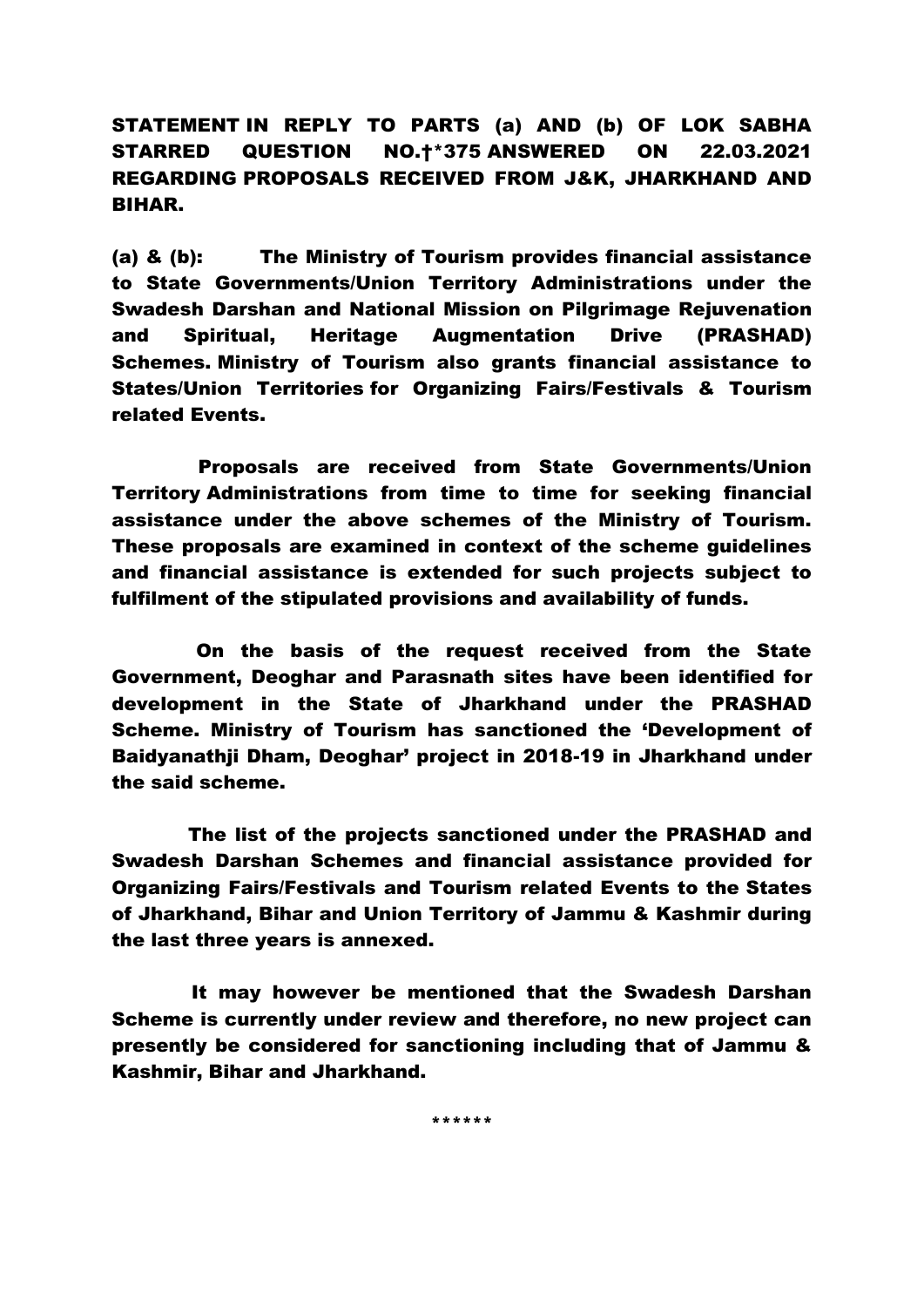**STATEMENT IN REPLY TO PARTS (a) AND (b) OF LOK SABHA STARRED QUESTION NO.†*375 ANSWERED ON 22.03.2021 REGARDING PROPOSALS RECEIVED FROM J&K, JHARKHAND AND BIHAR.**

**(a) & (b):** The Ministry of Tourism provides financial assistance to State Governments/Union Territory Administrations under the Swadesh Darshan and National Mission on Pilgrimage Rejuvenation and Spiritual, Heritage Augmentation Drive (PRASHAD) Schemes. Ministry of Tourism also grants financial assistance to States/Union Territories for Organizing Fairs/Festivals & Tourism related Events.

Proposals are received from State Governments/Union Territory Administrations from time to time for seeking financial assistance under the above schemes of the Ministry of Tourism. These proposals are examined in context of the scheme guidelines and financial assistance is extended for such projects subject to fulfilment of the stipulated provisions and availability of funds.

On the basis of the request received from the State Government, Deoghar and Parasnath sites have been identified for development in the State of Jharkhand under the PRASHAD Scheme. Ministry of Tourism has sanctioned the 'Development of Baidyanathji Dham, Deoghar' project in 2018-19 in Jharkhand under the said scheme.

The list of the projects sanctioned under the PRASHAD and Swadesh Darshan Schemes and financial assistance provided for Organizing Fairs/Festivals and Tourism related Events to the States of Jharkhand, Bihar and Union Territory of Jammu & Kashmir during the last three years is annexed.

It may however be mentioned that the Swadesh Darshan Scheme is currently under review and therefore, no new project can presently be considered for sanctioning including that of Jammu & Kashmir, Bihar and Jharkhand.

******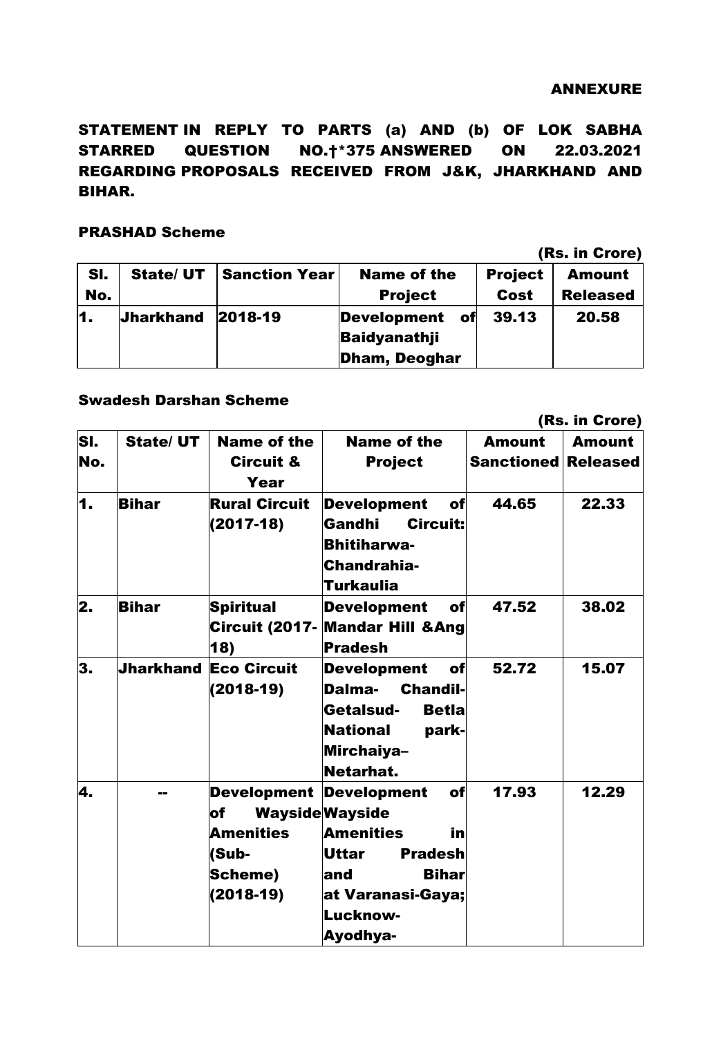ANNEXURE

**STATEMENT IN REPLY TO PARTS (a) AND (b) OF LOK SABHA STARRED QUESTION NO.†*375 ANSWERED ON 22.03.2021 REGARDING PROPOSALS RECEIVED FROM J&K, JHARKHAND AND BIHAR.**

**PRASHAD Scheme**

(Rs. in Crore)

| Sl. No. | State/ UT | Sanction Year | Name of the Project | Project Cost | Amount Released |
|---|---|---|---|---|---|
| 1. | Jharkhand | 2018-19 | Development of Baidyanathji Dham, Deoghar | 39.13 | 20.58 |

**Swadesh Darshan Scheme**

(Rs. in Crore)

| Sl. No. | State/ UT | Name of the Circuit & Year | Name of the Project | Amount Sanctioned | Amount Released |
|---|---|---|---|---|---|
| 1. | Bihar | Rural Circuit (2017-18) | Development of Gandhi Circuit: Bhitiharwa-Chandrahia-Turkaulia | 44.65 | 22.33 |
| 2. | Bihar | Spiritual Circuit (2017-18) | Development of Mandar Hill &Ang Pradesh | 47.52 | 38.02 |
| 3. | Jharkhand | Eco Circuit (2018-19) | Development of Dalma- Chandil-Getalsud- Betla National park-Mirchaiya–Netarhat. | 52.72 | 15.07 |
| 4. | -- | Development of Wayside Amenities (Sub-Scheme) (2018-19) | Development of Wayside Amenities in Uttar Pradesh and Bihar at Varanasi-Gaya; Lucknow-Ayodhya- | 17.93 | 12.29 |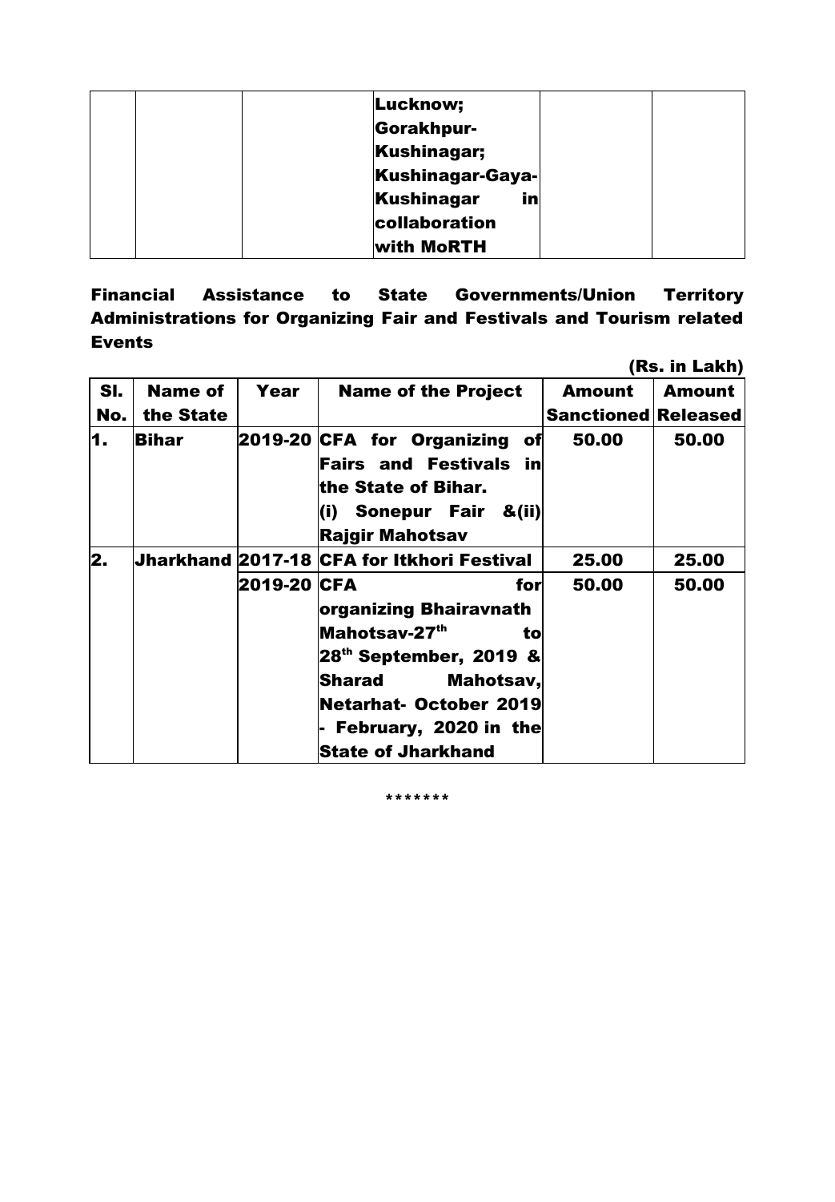| | | | | | |
|---|---|---|---|---|---|
| | | | Lucknow; Gorakhpur-Kushinagar; Kushinagar-Gaya-Kushinagar in collaboration with MoRTH | | |

**Financial Assistance to State Governments/Union Territory Administrations for Organizing Fair and Festivals and Tourism related Events**

(Rs. in Lakh)

| Sl. No. | Name of the State | Year | Name of the Project | Amount Sanctioned | Amount Released |
|---|---|---|---|---|---|
| 1. | Bihar | 2019-20 | CFA for Organizing of Fairs and Festivals in the State of Bihar. (i) Sonepur Fair &(ii) Rajgir Mahotsav | 50.00 | 50.00 |
| 2. | Jharkhand | 2017-18 | CFA for Itkhori Festival | 25.00 | 25.00 |
| | | 2019-20 | CFA for organizing Bhairavnath Mahotsav-27th to 28th September, 2019 & Sharad Mahotsav, Netarhat- October 2019 - February, 2020 in the State of Jharkhand | 50.00 | 50.00 |

*******